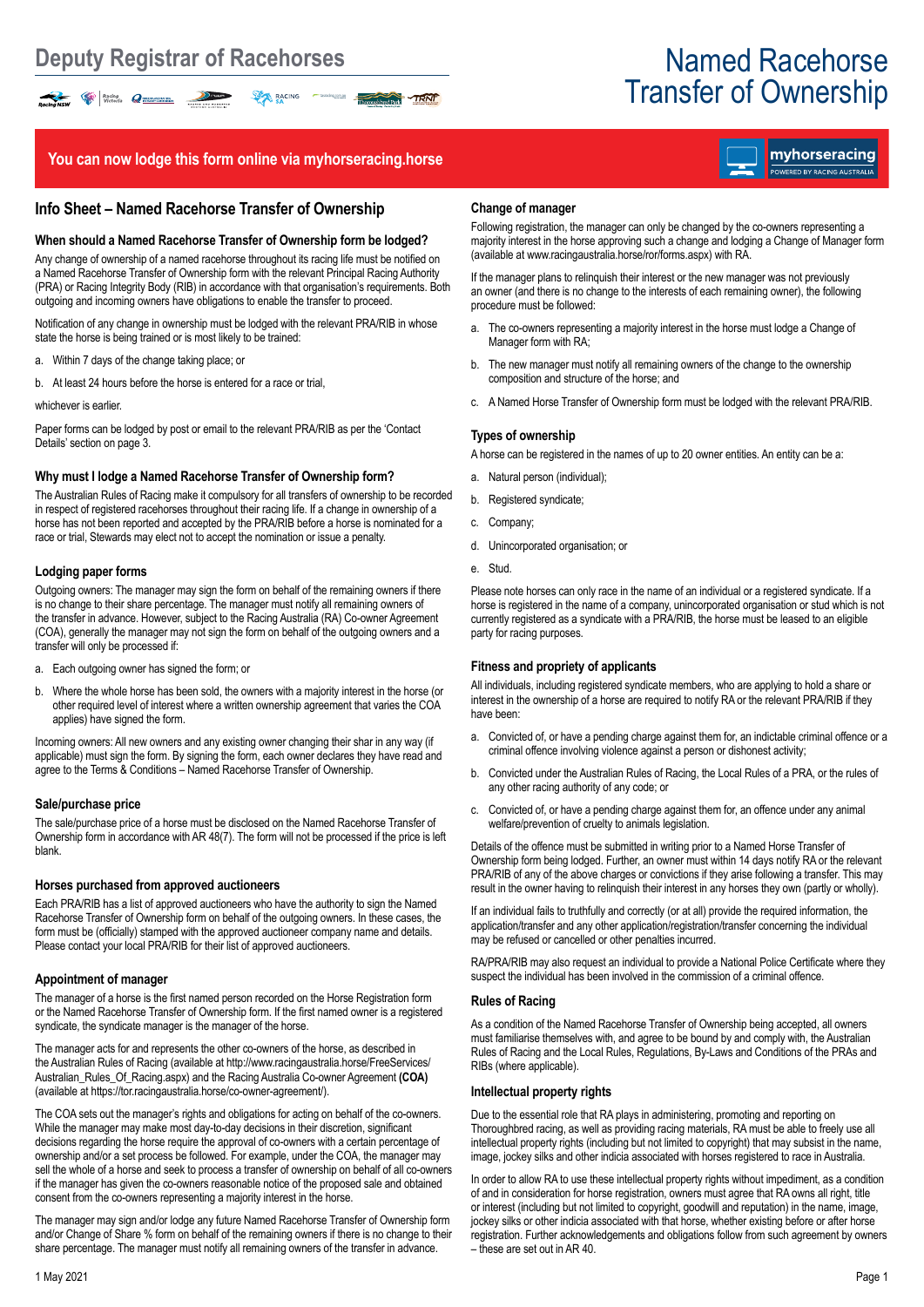# Deputy Registrar of Racehorses

# Named Racehorse Transfer of Ownership

**You can now lodge this form online via myhorseracing.horse**

## Info Sheet – Named Racehorse Transfer of Ownership

### When should a Named Racehorse Transfer of Ownership form be lodged?

Any change of ownership of a named racehorse throughout its racing life must be notified on a Named Racehorse Transfer of Ownership form with the relevant Principal Racing Authority (PRA) or Racing Integrity Body (RIB) in accordance with that organisation's requirements. Both outgoing and incoming owners have obligations to enable the transfer to proceed.

Notification of any change in ownership must be lodged with the relevant PRA/RIB in whose state the horse is being trained or is most likely to be trained:

a. Within 7 days of the change taking place; or

b. At least 24 hours before the horse is entered for a race or trial,

whichever is earlier.

Paper forms can be lodged by post or email to the relevant PRA/RIB as per the 'Contact Details' section on page 3.

### Why must I lodge a Named Racehorse Transfer of Ownership form?

The Australian Rules of Racing make it compulsory for all transfers of ownership to be recorded in respect of registered racehorses throughout their racing life. If a change in ownership of a horse has not been reported and accepted by the PRA/RIB before a horse is nominated for a race or trial, Stewards may elect not to accept the nomination or issue a penalty.

### Lodging paper forms

Outgoing owners: The manager may sign the form on behalf of the remaining owners if there is no change to their share percentage. The manager must notify all remaining owners of the transfer in advance. However, subject to the Racing Australia (RA) Co-owner Agreement (COA), generally the manager may not sign the form on behalf of the outgoing owners and a transfer will only be processed if:

a. Each outgoing owner has signed the form; or

b. Where the whole horse has been sold, the owners with a majority interest in the horse (or other required level of interest where a written ownership agreement that varies the COA applies) have signed the form.

Incoming owners: All new owners and any existing owner changing their shar in any way (if applicable) must sign the form. By signing the form, each owner declares they have read and agree to the Terms & Conditions – Named Racehorse Transfer of Ownership.

### Sale/purchase price

The sale/purchase price of a horse must be disclosed on the Named Racehorse Transfer of Ownership form in accordance with AR 48(7). The form will not be processed if the price is left blank.

### Horses purchased from approved auctioneers

Each PRA/RIB has a list of approved auctioneers who have the authority to sign the Named Racehorse Transfer of Ownership form on behalf of the outgoing owners. In these cases, the form must be (officially) stamped with the approved auctioneer company name and details. Please contact your local PRA/RIB for their list of approved auctioneers.

### Appointment of manager

The manager of a horse is the first named person recorded on the Horse Registration form or the Named Racehorse Transfer of Ownership form. If the first named owner is a registered syndicate, the syndicate manager is the manager of the horse.

The manager acts for and represents the other co-owners of the horse, as described in the Australian Rules of Racing (available at http://www.racingaustralia.horse/FreeServices/Australian_Rules_Of_Racing.aspx) and the Racing Australia Co-owner Agreement **(COA)** (available at https://tor.racingaustralia.horse/co-owner-agreement/).

The COA sets out the manager's rights and obligations for acting on behalf of the co-owners. While the manager may make most day-to-day decisions in their discretion, significant decisions regarding the horse require the approval of co-owners with a certain percentage of ownership and/or a set process be followed. For example, under the COA, the manager may sell the whole of a horse and seek to process a transfer of ownership on behalf of all co-owners if the manager has given the co-owners reasonable notice of the proposed sale and obtained consent from the co-owners representing a majority interest in the horse.

The manager may sign and/or lodge any future Named Racehorse Transfer of Ownership form and/or Change of Share % form on behalf of the remaining owners if there is no change to their share percentage. The manager must notify all remaining owners of the transfer in advance.

### Change of manager

Following registration, the manager can only be changed by the co-owners representing a majority interest in the horse approving such a change and lodging a Change of Manager form (available at www.racingaustralia.horse/ror/forms.aspx) with RA.

If the manager plans to relinquish their interest or the new manager was not previously an owner (and there is no change to the interests of each remaining owner), the following procedure must be followed:

a. The co-owners representing a majority interest in the horse must lodge a Change of Manager form with RA;

b. The new manager must notify all remaining owners of the change to the ownership composition and structure of the horse; and

c. A Named Horse Transfer of Ownership form must be lodged with the relevant PRA/RIB.

### Types of ownership

A horse can be registered in the names of up to 20 owner entities. An entity can be a:

a. Natural person (individual);

b. Registered syndicate;

c. Company;

d. Unincorporated organisation; or

e. Stud.

Please note horses can only race in the name of an individual or a registered syndicate. If a horse is registered in the name of a company, unincorporated organisation or stud which is not currently registered as a syndicate with a PRA/RIB, the horse must be leased to an eligible party for racing purposes.

### Fitness and propriety of applicants

All individuals, including registered syndicate members, who are applying to hold a share or interest in the ownership of a horse are required to notify RA or the relevant PRA/RIB if they have been:

a. Convicted of, or have a pending charge against them for, an indictable criminal offence or a criminal offence involving violence against a person or dishonest activity;

b. Convicted under the Australian Rules of Racing, the Local Rules of a PRA, or the rules of any other racing authority of any code; or

c. Convicted of, or have a pending charge against them for, an offence under any animal welfare/prevention of cruelty to animals legislation.

Details of the offence must be submitted in writing prior to a Named Horse Transfer of Ownership form being lodged. Further, an owner must within 14 days notify RA or the relevant PRA/RIB of any of the above charges or convictions if they arise following a transfer. This may result in the owner having to relinquish their interest in any horses they own (partly or wholly).

If an individual fails to truthfully and correctly (or at all) provide the required information, the application/transfer and any other application/registration/transfer concerning the individual may be refused or cancelled or other penalties incurred.

RA/PRA/RIB may also request an individual to provide a National Police Certificate where they suspect the individual has been involved in the commission of a criminal offence.

### Rules of Racing

As a condition of the Named Racehorse Transfer of Ownership being accepted, all owners must familiarise themselves with, and agree to be bound by and comply with, the Australian Rules of Racing and the Local Rules, Regulations, By-Laws and Conditions of the PRAs and RIBs (where applicable).

### Intellectual property rights

Due to the essential role that RA plays in administering, promoting and reporting on Thoroughbred racing, as well as providing racing materials, RA must be able to freely use all intellectual property rights (including but not limited to copyright) that may subsist in the name, image, jockey silks and other indicia associated with horses registered to race in Australia.

In order to allow RA to use these intellectual property rights without impediment, as a condition of and in consideration for horse registration, owners must agree that RA owns all right, title or interest (including but not limited to copyright, goodwill and reputation) in the name, image, jockey silks or other indicia associated with that horse, whether existing before or after horse registration. Further acknowledgements and obligations follow from such agreement by owners – these are set out in AR 40.

1 May 2021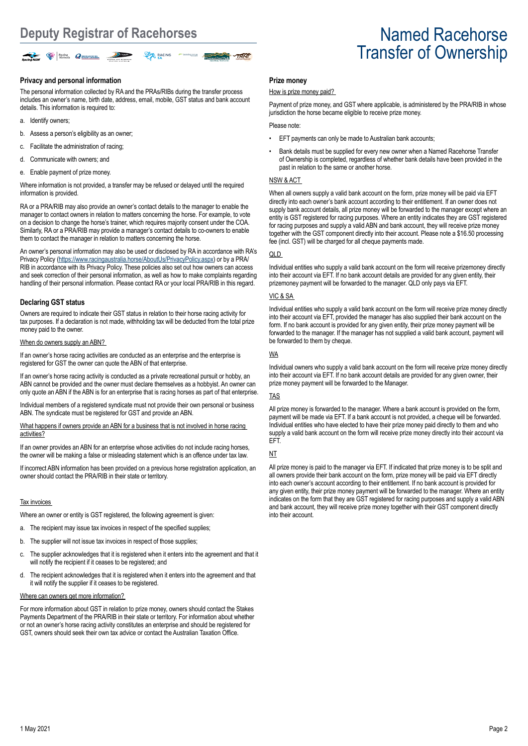# Deputy Registrar of Racehorses

# Named Racehorse Transfer of Ownership

## Privacy and personal information

The personal information collected by RA and the PRAs/RIBs during the transfer process includes an owner's name, birth date, address, email, mobile, GST status and bank account details. This information is required to:

a. Identify owners;

b. Assess a person's eligibility as an owner;

c. Facilitate the administration of racing;

d. Communicate with owners; and

e. Enable payment of prize money.

Where information is not provided, a transfer may be refused or delayed until the required information is provided.

RA or a PRA/RIB may also provide an owner's contact details to the manager to enable the manager to contact owners in relation to matters concerning the horse. For example, to vote on a decision to change the horse's trainer, which requires majority consent under the COA. Similarly, RA or a PRA/RIB may provide a manager's contact details to co-owners to enable them to contact the manager in relation to matters concerning the horse.

An owner's personal information may also be used or disclosed by RA in accordance with RA's Privacy Policy (https://www.racingaustralia.horse/AboutUs/PrivacyPolicy.aspx) or by a PRA/RIB in accordance with its Privacy Policy. These policies also set out how owners can access and seek correction of their personal information, as well as how to make complaints regarding handling of their personal information. Please contact RA or your local PRA/RIB in this regard.

## Declaring GST status

Owners are required to indicate their GST status in relation to their horse racing activity for tax purposes. If a declaration is not made, withholding tax will be deducted from the total prize money paid to the owner.

When do owners supply an ABN?

If an owner's horse racing activities are conducted as an enterprise and the enterprise is registered for GST the owner can quote the ABN of that enterprise.

If an owner's horse racing activity is conducted as a private recreational pursuit or hobby, an ABN cannot be provided and the owner must declare themselves as a hobbyist. An owner can only quote an ABN if the ABN is for an enterprise that is racing horses as part of that enterprise.

Individual members of a registered syndicate must not provide their own personal or business ABN. The syndicate must be registered for GST and provide an ABN.

What happens if owners provide an ABN for a business that is not involved in horse racing activities?

If an owner provides an ABN for an enterprise whose activities do not include racing horses, the owner will be making a false or misleading statement which is an offence under tax law.

If incorrect ABN information has been provided on a previous horse registration application, an owner should contact the PRA/RIB in their state or territory.

Tax invoices

Where an owner or entity is GST registered, the following agreement is given:

a. The recipient may issue tax invoices in respect of the specified supplies;

b. The supplier will not issue tax invoices in respect of those supplies;

c. The supplier acknowledges that it is registered when it enters into the agreement and that it will notify the recipient if it ceases to be registered; and

d. The recipient acknowledges that it is registered when it enters into the agreement and that it will notify the supplier if it ceases to be registered.

Where can owners get more information?

For more information about GST in relation to prize money, owners should contact the Stakes Payments Department of the PRA/RIB in their state or territory. For information about whether or not an owner's horse racing activity constitutes an enterprise and should be registered for GST, owners should seek their own tax advice or contact the Australian Taxation Office.

## Prize money

How is prize money paid?

Payment of prize money, and GST where applicable, is administered by the PRA/RIB in whose jurisdiction the horse became eligible to receive prize money.

Please note:

- EFT payments can only be made to Australian bank accounts;
- Bank details must be supplied for every new owner when a Named Racehorse Transfer of Ownership is completed, regardless of whether bank details have been provided in the past in relation to the same or another horse.

NSW & ACT

When all owners supply a valid bank account on the form, prize money will be paid via EFT directly into each owner's bank account according to their entitlement. If an owner does not supply bank account details, all prize money will be forwarded to the manager except where an entity is GST registered for racing purposes. Where an entity indicates they are GST registered for racing purposes and supply a valid ABN and bank account, they will receive prize money together with the GST component directly into their account. Please note a $16.50 processing fee (incl. GST) will be charged for all cheque payments made.

QLD

Individual entities who supply a valid bank account on the form will receive prizemoney directly into their account via EFT. If no bank account details are provided for any given entity, their prizemoney payment will be forwarded to the manager. QLD only pays via EFT.

VIC & SA

Individual entities who supply a valid bank account on the form will receive prize money directly into their account via EFT, provided the manager has also supplied their bank account on the form. If no bank account is provided for any given entity, their prize money payment will be forwarded to the manager. If the manager has not supplied a valid bank account, payment will be forwarded to them by cheque.

WA

Individual owners who supply a valid bank account on the form will receive prize money directly into their account via EFT. If no bank account details are provided for any given owner, their prize money payment will be forwarded to the Manager.

TAS

All prize money is forwarded to the manager. Where a bank account is provided on the form, payment will be made via EFT. If a bank account is not provided, a cheque will be forwarded. Individual entities who have elected to have their prize money paid directly to them and who supply a valid bank account on the form will receive prize money directly into their account via EFT.

NT

All prize money is paid to the manager via EFT. If indicated that prize money is to be split and all owners provide their bank account on the form, prize money will be paid via EFT directly into each owner's account according to their entitlement. If no bank account is provided for any given entity, their prize money payment will be forwarded to the manager. Where an entity indicates on the form that they are GST registered for racing purposes and supply a valid ABN and bank account, they will receive prize money together with their GST component directly into their account.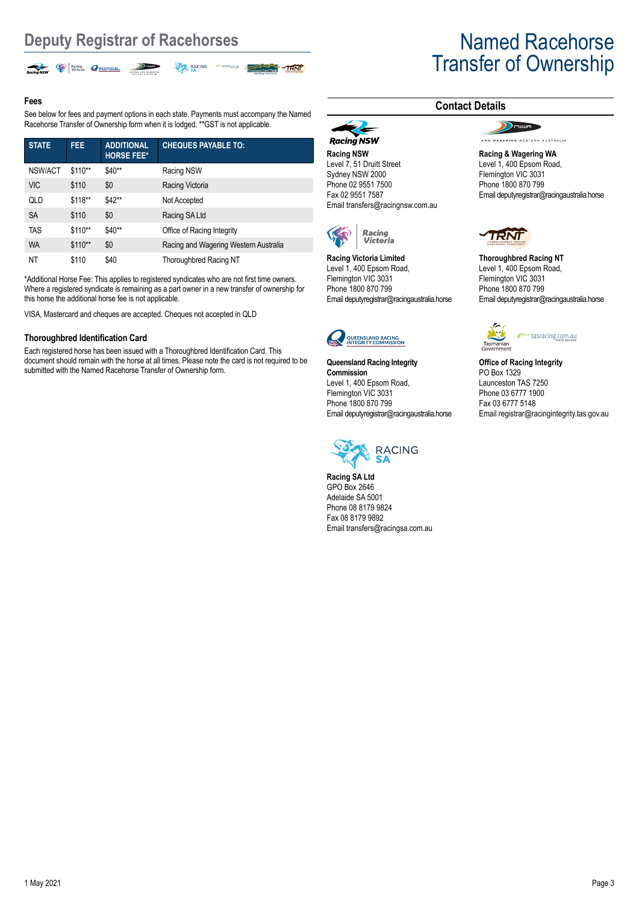# Deputy Registrar of Racehorses

# Named Racehorse Transfer of Ownership

## Fees

See below for fees and payment options in each state. Payments must accompany the Named Racehorse Transfer of Ownership form when it is lodged. **GST is not applicable.

| STATE | FEE | ADDITIONAL HORSE FEE* | CHEQUES PAYABLE TO: |
|---|---|---|---|
| NSW/ACT | $110** | $40** | Racing NSW |
| VIC | $110 | $0 | Racing Victoria |
| QLD | $118** | $42** | Not Accepted |
| SA | $110 | $0 | Racing SA Ltd |
| TAS | $110** | $40** | Office of Racing Integrity |
| WA | $110** | $0 | Racing and Wagering Western Australia |
| NT | $110 | $40 | Thoroughbred Racing NT |

*Additional Horse Fee: This applies to registered syndicates who are not first time owners. Where a registered syndicate is remaining as a part owner in a new transfer of ownership for this horse the additional horse fee is not applicable.

VISA, Mastercard and cheques are accepted. Cheques not accepted in QLD

## Thoroughbred Identification Card

Each registered horse has been issued with a Thoroughbred Identification Card. This document should remain with the horse at all times. Please note the card is not required to be submitted with the Named Racehorse Transfer of Ownership form.

## Contact Details

**Racing NSW**
Level 7, 51 Druitt Street
Sydney NSW 2000
Phone 02 9551 7500
Fax 02 9551 7587
Email transfers@racingnsw.com.au

**Racing & Wagering WA**
Level 1, 400 Epsom Road,
Flemington VIC 3031
Phone 1800 870 799
Email deputyregistrar@racingaustralia.horse

**Racing Victoria Limited**
Level 1, 400 Epsom Road,
Flemington VIC 3031
Phone 1800 870 799
Email deputyregistrar@racingaustralia.horse

**Thoroughbred Racing NT**
Level 1, 400 Epsom Road,
Flemington VIC 3031
Phone 1800 870 799
Email deputyregistrar@racingaustralia.horse

**Queensland Racing Integrity Commission**
Level 1, 400 Epsom Road,
Flemington VIC 3031
Phone 1800 870 799
Email deputyregistrar@racingaustralia.horse

**Office of Racing Integrity**
PO Box 1329
Launceston TAS 7250
Phone 03 6777 1900
Fax 03 6777 5148
Email registrar@racingintegrity.tas.gov.au

**Racing SA Ltd**
GPO Box 2646
Adelaide SA 5001
Phone 08 8179 9824
Fax 08 8179 9892
Email transfers@racingsa.com.au

1 May 2021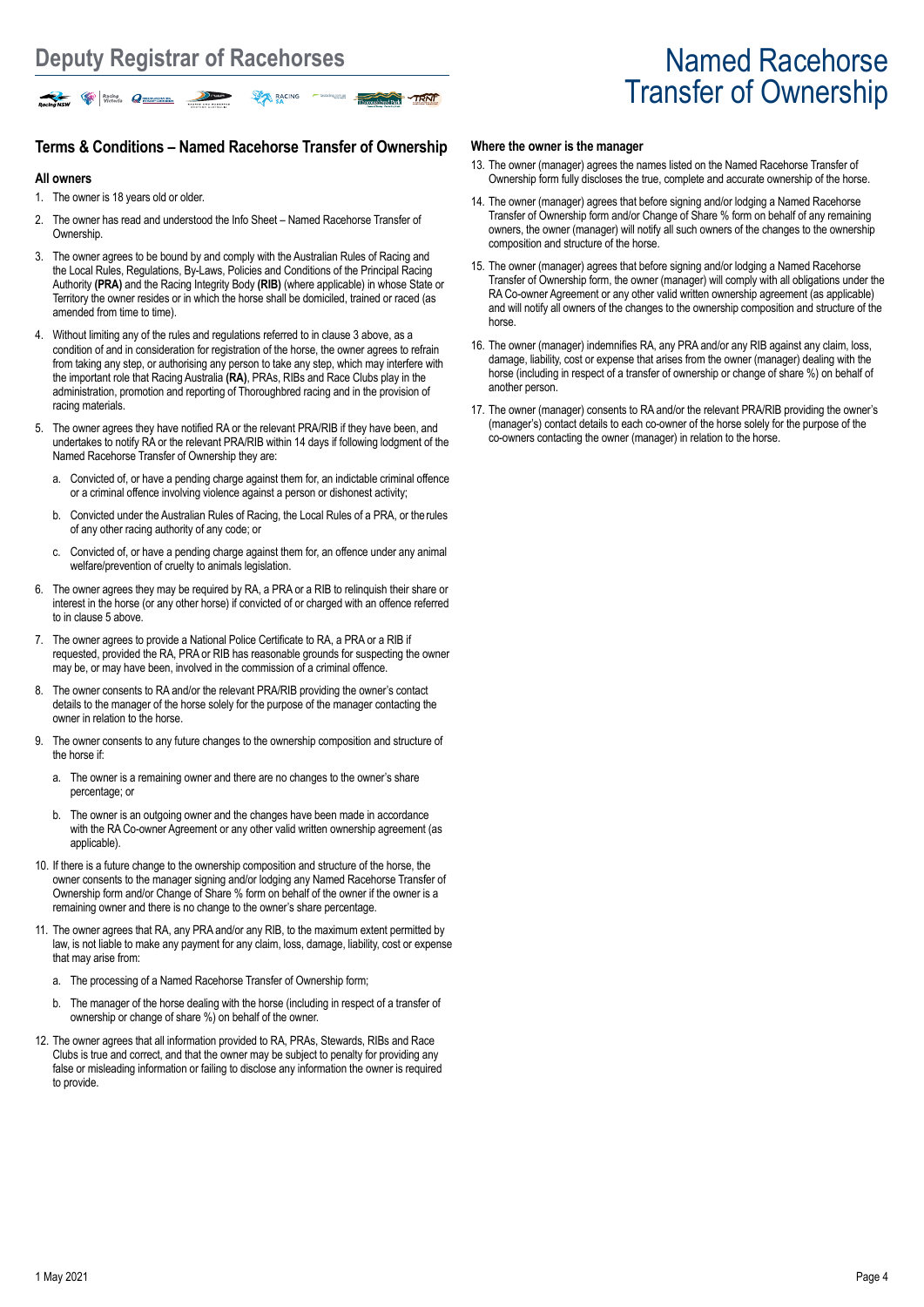## Terms & Conditions – Named Racehorse Transfer of Ownership

### All owners

1. The owner is 18 years old or older.
2. The owner has read and understood the Info Sheet – Named Racehorse Transfer of Ownership.
3. The owner agrees to be bound by and comply with the Australian Rules of Racing and the Local Rules, Regulations, By-Laws, Policies and Conditions of the Principal Racing Authority **(PRA)** and the Racing Integrity Body **(RIB)** (where applicable) in whose State or Territory the owner resides or in which the horse shall be domiciled, trained or raced (as amended from time to time).
4. Without limiting any of the rules and regulations referred to in clause 3 above, as a condition of and in consideration for registration of the horse, the owner agrees to refrain from taking any step, or authorising any person to take any step, which may interfere with the important role that Racing Australia **(RA)**, PRAs, RIBs and Race Clubs play in the administration, promotion and reporting of Thoroughbred racing and in the provision of racing materials.
5. The owner agrees they have notified RA or the relevant PRA/RIB if they have been, and undertakes to notify RA or the relevant PRA/RIB within 14 days if following lodgment of the Named Racehorse Transfer of Ownership they are:
   a. Convicted of, or have a pending charge against them for, an indictable criminal offence or a criminal offence involving violence against a person or dishonest activity;
   b. Convicted under the Australian Rules of Racing, the Local Rules of a PRA, or the rules of any other racing authority of any code; or
   c. Convicted of, or have a pending charge against them for, an offence under any animal welfare/prevention of cruelty to animals legislation.
6. The owner agrees they may be required by RA, a PRA or a RIB to relinquish their share or interest in the horse (or any other horse) if convicted of or charged with an offence referred to in clause 5 above.
7. The owner agrees to provide a National Police Certificate to RA, a PRA or a RIB if requested, provided the RA, PRA or RIB has reasonable grounds for suspecting the owner may be, or may have been, involved in the commission of a criminal offence.
8. The owner consents to RA and/or the relevant PRA/RIB providing the owner's contact details to the manager of the horse solely for the purpose of the manager contacting the owner in relation to the horse.
9. The owner consents to any future changes to the ownership composition and structure of the horse if:
   a. The owner is a remaining owner and there are no changes to the owner's share percentage; or
   b. The owner is an outgoing owner and the changes have been made in accordance with the RA Co-owner Agreement or any other valid written ownership agreement (as applicable).
10. If there is a future change to the ownership composition and structure of the horse, the owner consents to the manager signing and/or lodging any Named Racehorse Transfer of Ownership form and/or Change of Share % form on behalf of the owner if the owner is a remaining owner and there is no change to the owner's share percentage.
11. The owner agrees that RA, any PRA and/or any RIB, to the maximum extent permitted by law, is not liable to make any payment for any claim, loss, damage, liability, cost or expense that may arise from:
    a. The processing of a Named Racehorse Transfer of Ownership form;
    b. The manager of the horse dealing with the horse (including in respect of a transfer of ownership or change of share %) on behalf of the owner.
12. The owner agrees that all information provided to RA, PRAs, Stewards, RIBs and Race Clubs is true and correct, and that the owner may be subject to penalty for providing any false or misleading information or failing to disclose any information the owner is required to provide.

### Where the owner is the manager

13. The owner (manager) agrees the names listed on the Named Racehorse Transfer of Ownership form fully discloses the true, complete and accurate ownership of the horse.
14. The owner (manager) agrees that before signing and/or lodging a Named Racehorse Transfer of Ownership form and/or Change of Share % form on behalf of any remaining owners, the owner (manager) will notify all such owners of the changes to the ownership composition and structure of the horse.
15. The owner (manager) agrees that before signing and/or lodging a Named Racehorse Transfer of Ownership form, the owner (manager) will comply with all obligations under the RA Co-owner Agreement or any other valid written ownership agreement (as applicable) and will notify all owners of the changes to the ownership composition and structure of the horse.
16. The owner (manager) indemnifies RA, any PRA and/or any RIB against any claim, loss, damage, liability, cost or expense that arises from the owner (manager) dealing with the horse (including in respect of a transfer of ownership or change of share %) on behalf of another person.
17. The owner (manager) consents to RA and/or the relevant PRA/RIB providing the owner's (manager's) contact details to each co-owner of the horse solely for the purpose of the co-owners contacting the owner (manager) in relation to the horse.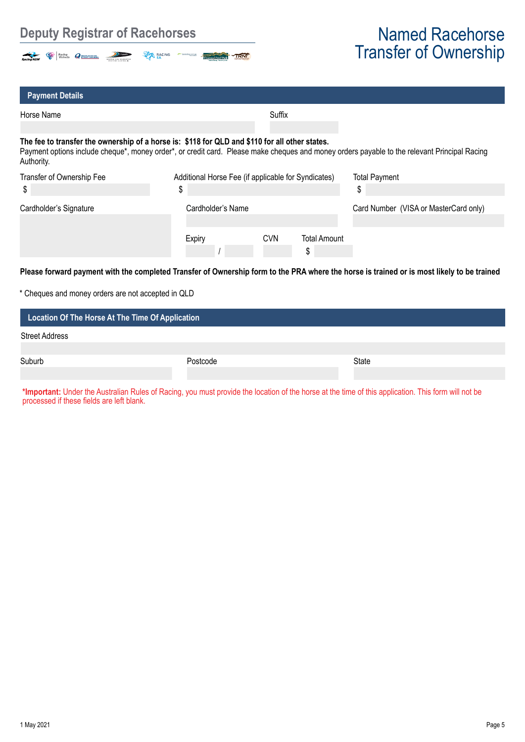Deputy Registrar of Racehorses

# Named Racehorse Transfer of Ownership

## Payment Details

Horse Name

Suffix

**The fee to transfer the ownership of a horse is: $118 for QLD and $110 for all other states.**
Payment options include cheque*, money order*, or credit card. Please make cheques and money orders payable to the relevant Principal Racing Authority.

Transfer of Ownership Fee
$

Additional Horse Fee (if applicable for Syndicates)
$

Total Payment
$

Cardholder's Signature

Cardholder's Name

Card Number (VISA or MasterCard only)

Expiry /

CVN

Total Amount
$

**Please forward payment with the completed Transfer of Ownership form to the PRA where the horse is trained or is most likely to be trained**

* Cheques and money orders are not accepted in QLD

## Location Of The Horse At The Time Of Application

Street Address

Suburb

Postcode

State

**\*Important:** Under the Australian Rules of Racing, you must provide the location of the horse at the time of this application. This form will not be processed if these fields are left blank.

1 May 2021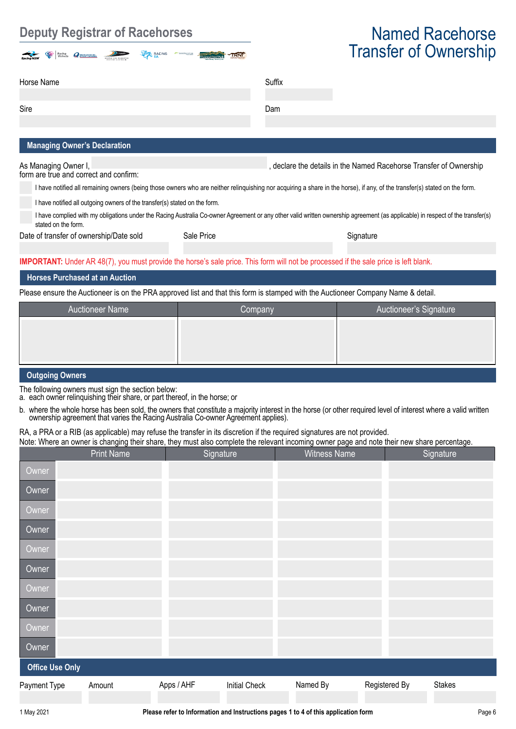# Deputy Registrar of Racehorses

# Named Racehorse Transfer of Ownership

| Horse Name | Suffix |
|---|---|
| | |

| Sire | Dam |
|---|---|
| | |

## Managing Owner's Declaration

As Managing Owner I, \_\_\_\_\_\_\_\_\_\_\_\_, declare the details in the Named Racehorse Transfer of Ownership form are true and correct and confirm:

- [ ] I have notified all remaining owners (being those owners who are neither relinquishing nor acquiring a share in the horse), if any, of the transfer(s) stated on the form.
- [ ] I have notified all outgoing owners of the transfer(s) stated on the form.
- [ ] I have complied with my obligations under the Racing Australia Co-owner Agreement or any other valid written ownership agreement (as applicable) in respect of the transfer(s) stated on the form.

| Date of transfer of ownership/Date sold | Sale Price | Signature |
|---|---|---|
| | | |

**IMPORTANT:** Under AR 48(7), you must provide the horse's sale price. This form will not be processed if the sale price is left blank.

## Horses Purchased at an Auction

Please ensure the Auctioneer is on the PRA approved list and that this form is stamped with the Auctioneer Company Name & detail.

| Auctioneer Name | Company | Auctioneer's Signature |
|---|---|---|
| | | |

## Outgoing Owners

The following owners must sign the section below:

a. each owner relinquishing their share, or part thereof, in the horse; or

b. where the whole horse has been sold, the owners that constitute a majority interest in the horse (or other required level of interest where a valid written ownership agreement that varies the Racing Australia Co-owner Agreement applies).

RA, a PRA or a RIB (as applicable) may refuse the transfer in its discretion if the required signatures are not provided.

Note: Where an owner is changing their share, they must also complete the relevant incoming owner page and note their new share percentage.

| | Print Name | Signature | Witness Name | Signature |
|---|---|---|---|---|
| Owner | | | | |
| Owner | | | | |
| Owner | | | | |
| Owner | | | | |
| Owner | | | | |
| Owner | | | | |
| Owner | | | | |
| Owner | | | | |
| Owner | | | | |
| Owner | | | | |

## Office Use Only

| Payment Type | Amount | Apps / AHF | Initial Check | Named By | Registered By | Stakes |
|---|---|---|---|---|---|---|
| | | | | | | |

1 May 2021 Please refer to Information and Instructions pages 1 to 4 of this application form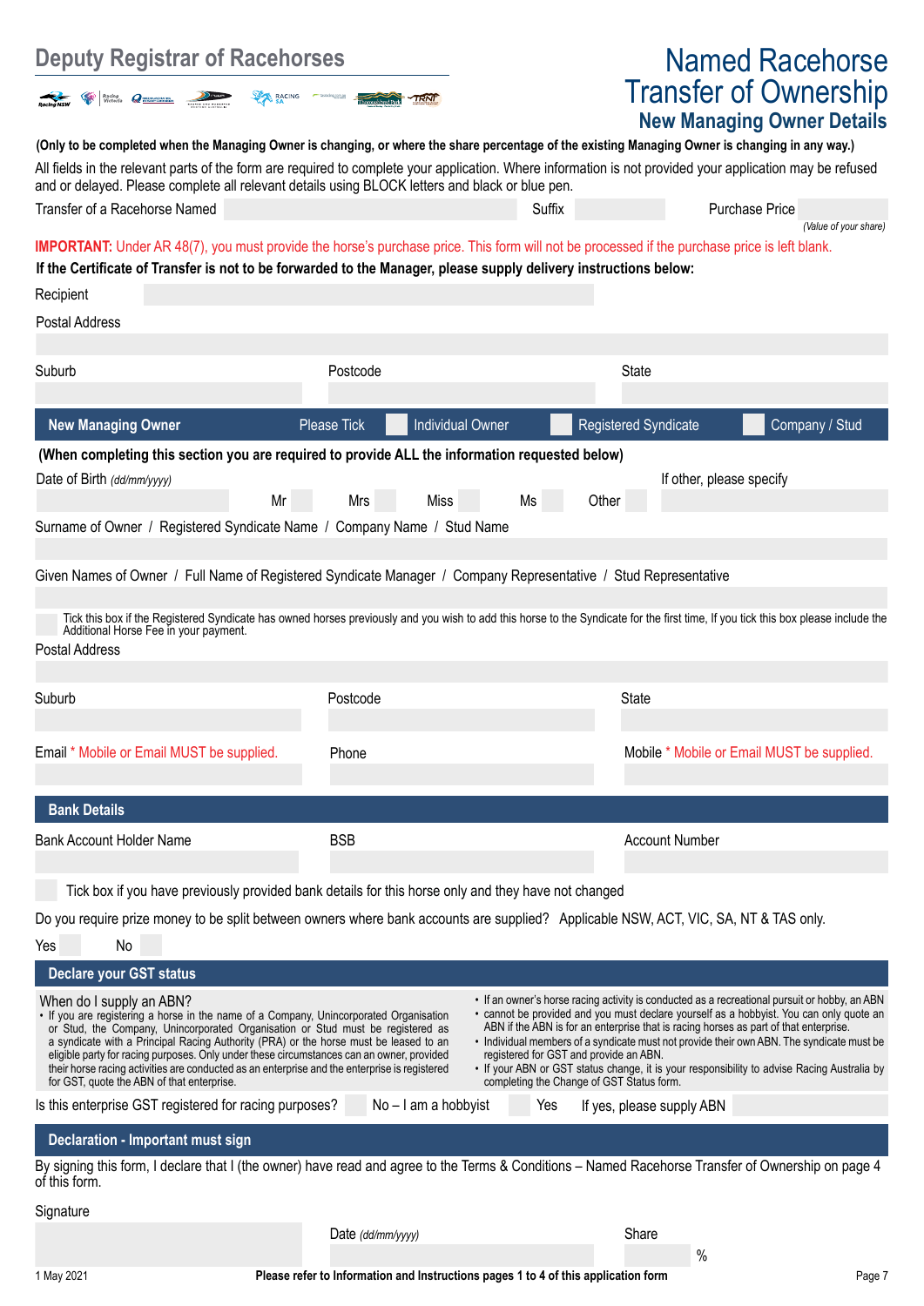# Deputy Registrar of Racehorses

# Named Racehorse Transfer of Ownership

## New Managing Owner Details

**(Only to be completed when the Managing Owner is changing, or where the share percentage of the existing Managing Owner is changing in any way.)**

All fields in the relevant parts of the form are required to complete your application. Where information is not provided your application may be refused and or delayed. Please complete all relevant details using BLOCK letters and black or blue pen.

Transfer of a Racehorse Named ____________ Suffix ________ Purchase Price ________ *(Value of your share)*

**IMPORTANT:** Under AR 48(7), you must provide the horse's purchase price. This form will not be processed if the purchase price is left blank.

**If the Certificate of Transfer is not to be forwarded to the Manager, please supply delivery instructions below:**

Recipient

Postal Address

Suburb | Postcode | State

## New Managing Owner

Please Tick ☐ Individual Owner ☐ Registered Syndicate ☐ Company / Stud

**(When completing this section you are required to provide ALL the information requested below)**

Date of Birth *(dd/mm/yyyy)* | Mr ☐ Mrs ☐ Miss ☐ Ms ☐ Other ☐ | If other, please specify

Surname of Owner / Registered Syndicate Name / Company Name / Stud Name

Given Names of Owner / Full Name of Registered Syndicate Manager / Company Representative / Stud Representative

☐ Tick this box if the Registered Syndicate has owned horses previously and you wish to add this horse to the Syndicate for the first time, If you tick this box please include the Additional Horse Fee in your payment.

Postal Address

Suburb | Postcode | State

Email * Mobile or Email MUST be supplied. | Phone | Mobile * Mobile or Email MUST be supplied.

## Bank Details

Bank Account Holder Name | BSB | Account Number

☐ Tick box if you have previously provided bank details for this horse only and they have not changed

Do you require prize money to be split between owners where bank accounts are supplied? Applicable NSW, ACT, VIC, SA, NT & TAS only.

Yes ☐ No ☐

## Declare your GST status

When do I supply an ABN?

- If you are registering a horse in the name of a Company, Unincorporated Organisation or Stud, the Company, Unincorporated Organisation or Stud must be registered as a syndicate with a Principal Racing Authority (PRA) or the horse must be leased to an eligible party for racing purposes. Only under these circumstances can an owner, provided their horse racing activities are conducted as an enterprise and the enterprise is registered for GST, quote the ABN of that enterprise.
- If an owner's horse racing activity is conducted as a recreational pursuit or hobby, an ABN cannot be provided and you must declare yourself as a hobbyist. You can only quote an ABN if the ABN is for an enterprise that is racing horses as part of that enterprise.
- Individual members of a syndicate must not provide their own ABN. The syndicate must be registered for GST and provide an ABN.
- If your ABN or GST status change, it is your responsibility to advise Racing Australia by completing the Change of GST Status form.

Is this enterprise GST registered for racing purposes? ☐ No – I am a hobbyist ☐ Yes If yes, please supply ABN ________

## Declaration - Important must sign

By signing this form, I declare that I (the owner) have read and agree to the Terms & Conditions – Named Racehorse Transfer of Ownership on page 4 of this form.

Signature | Date *(dd/mm/yyyy)* | Share ____ %

1 May 2021

**Please refer to Information and Instructions pages 1 to 4 of this application form**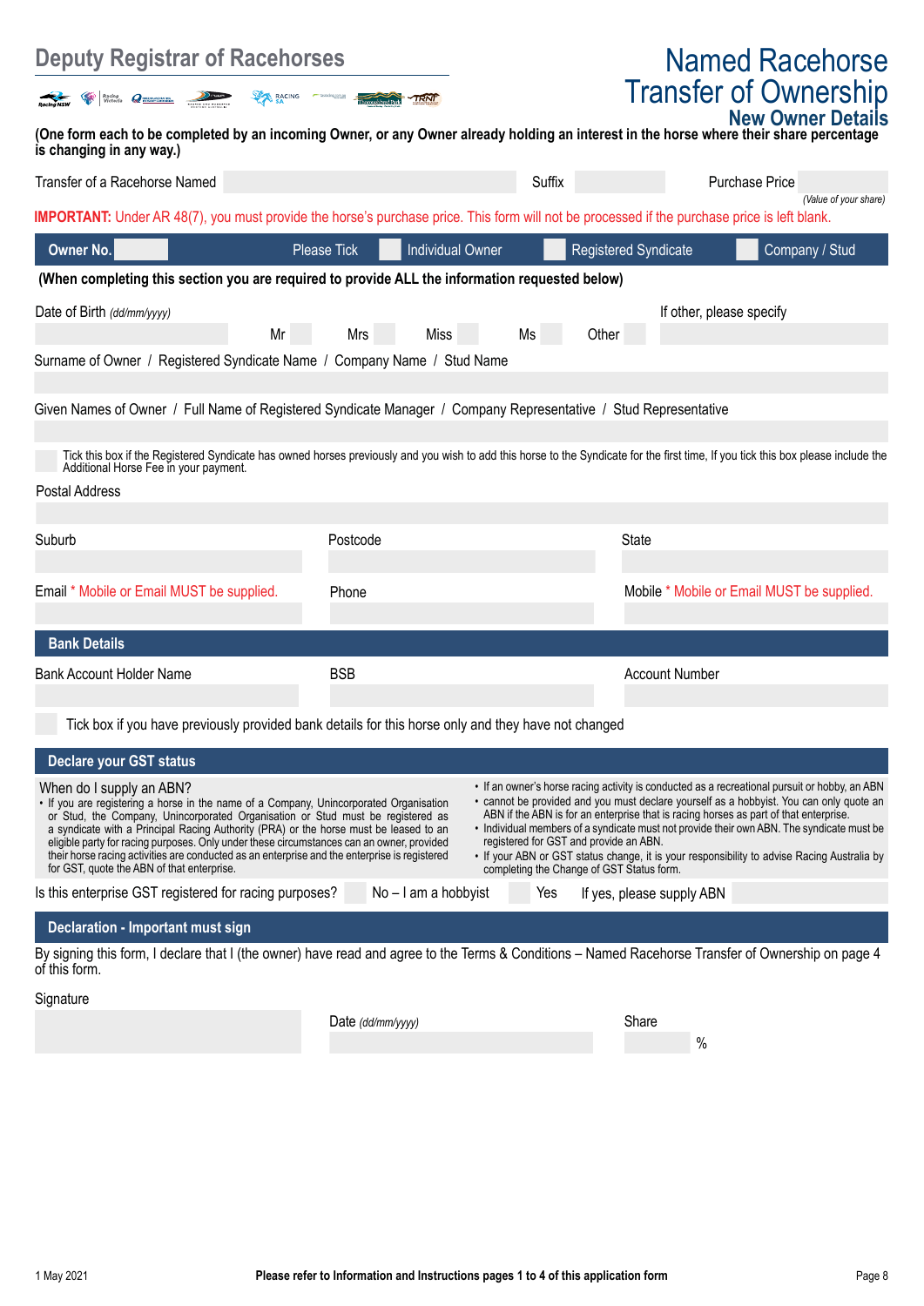# Deputy Registrar of Racehorses

# Named Racehorse Transfer of Ownership

## New Owner Details

**(One form each to be completed by an incoming Owner, or any Owner already holding an interest in the horse where their share percentage is changing in any way.)**

Transfer of a Racehorse Named Suffix Purchase Price

*(Value of your share)*

**IMPORTANT:** Under AR 48(7), you must provide the horse's purchase price. This form will not be processed if the purchase price is left blank.

**Owner No.** Please Tick Individual Owner Registered Syndicate Company / Stud

**(When completing this section you are required to provide ALL the information requested below)**

Date of Birth *(dd/mm/yyyy)* Mr Mrs Miss Ms Other If other, please specify

Surname of Owner / Registered Syndicate Name / Company Name / Stud Name

Given Names of Owner / Full Name of Registered Syndicate Manager / Company Representative / Stud Representative

Tick this box if the Registered Syndicate has owned horses previously and you wish to add this horse to the Syndicate for the first time, If you tick this box please include the Additional Horse Fee in your payment.

Postal Address

Suburb Postcode State

Email * Mobile or Email MUST be supplied. Phone Mobile * Mobile or Email MUST be supplied.

### Bank Details

Bank Account Holder Name BSB Account Number

Tick box if you have previously provided bank details for this horse only and they have not changed

### Declare your GST status

When do I supply an ABN?

- If you are registering a horse in the name of a Company, Unincorporated Organisation or Stud, the Company, Unincorporated Organisation or Stud must be registered as a syndicate with a Principal Racing Authority (PRA) or the horse must be leased to an eligible party for racing purposes. Only under these circumstances can an owner, provided their horse racing activities are conducted as an enterprise and the enterprise is registered for GST, quote the ABN of that enterprise.
- If an owner's horse racing activity is conducted as a recreational pursuit or hobby, an ABN
- cannot be provided and you must declare yourself as a hobbyist. You can only quote an ABN if the ABN is for an enterprise that is racing horses as part of that enterprise.
- Individual members of a syndicate must not provide their own ABN. The syndicate must be registered for GST and provide an ABN.
- If your ABN or GST status change, it is your responsibility to advise Racing Australia by completing the Change of GST Status form.

Is this enterprise GST registered for racing purposes? No – I am a hobbyist Yes If yes, please supply ABN

### Declaration - Important must sign

By signing this form, I declare that I (the owner) have read and agree to the Terms & Conditions – Named Racehorse Transfer of Ownership on page 4 of this form.

Signature Date *(dd/mm/yyyy)* Share %

1 May 2021

**Please refer to Information and Instructions pages 1 to 4 of this application form**